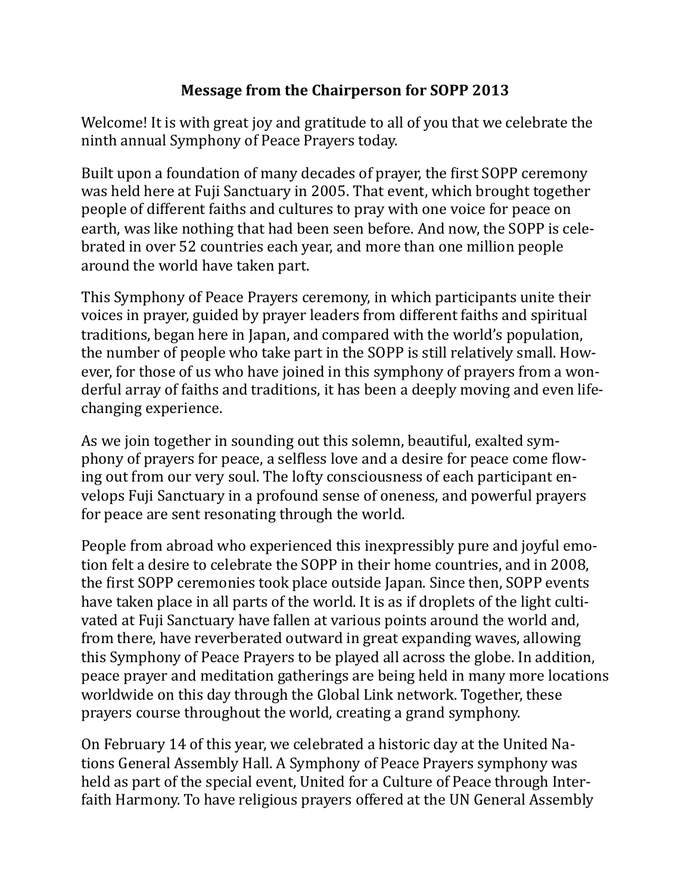# Message from the Chairperson for SOPP 2013

Welcome! It is with great joy and gratitude to all of you that we celebrate the ninth annual Symphony of Peace Prayers today.

Built upon a foundation of many decades of prayer, the first SOPP ceremony was held here at Fuji Sanctuary in 2005. That event, which brought together people of different faiths and cultures to pray with one voice for peace on earth, was like nothing that had been seen before. And now, the SOPP is celebrated in over 52 countries each year, and more than one million people around the world have taken part.

This Symphony of Peace Prayers ceremony, in which participants unite their voices in prayer, guided by prayer leaders from different faiths and spiritual traditions, began here in Japan, and compared with the world's population, the number of people who take part in the SOPP is still relatively small. However, for those of us who have joined in this symphony of prayers from a wonderful array of faiths and traditions, it has been a deeply moving and even life-changing experience.

As we join together in sounding out this solemn, beautiful, exalted symphony of prayers for peace, a selfless love and a desire for peace come flowing out from our very soul. The lofty consciousness of each participant envelops Fuji Sanctuary in a profound sense of oneness, and powerful prayers for peace are sent resonating through the world.

People from abroad who experienced this inexpressibly pure and joyful emotion felt a desire to celebrate the SOPP in their home countries, and in 2008, the first SOPP ceremonies took place outside Japan. Since then, SOPP events have taken place in all parts of the world. It is as if droplets of the light cultivated at Fuji Sanctuary have fallen at various points around the world and, from there, have reverberated outward in great expanding waves, allowing this Symphony of Peace Prayers to be played all across the globe. In addition, peace prayer and meditation gatherings are being held in many more locations worldwide on this day through the Global Link network. Together, these prayers course throughout the world, creating a grand symphony.

On February 14 of this year, we celebrated a historic day at the United Nations General Assembly Hall. A Symphony of Peace Prayers symphony was held as part of the special event, United for a Culture of Peace through Interfaith Harmony. To have religious prayers offered at the UN General Assembly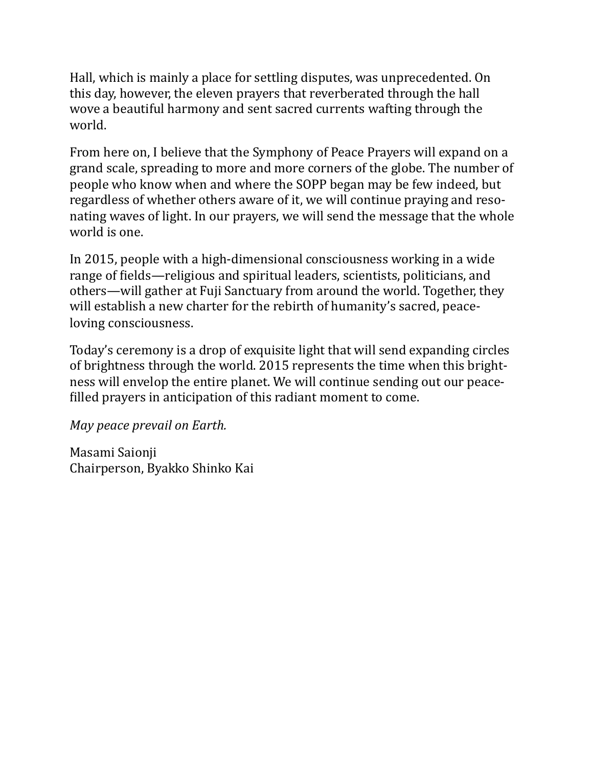Hall, which is mainly a place for settling disputes, was unprecedented. On this day, however, the eleven prayers that reverberated through the hall wove a beautiful harmony and sent sacred currents wafting through the world.

From here on, I believe that the Symphony of Peace Prayers will expand on a grand scale, spreading to more and more corners of the globe. The number of people who know when and where the SOPP began may be few indeed, but regardless of whether others aware of it, we will continue praying and resonating waves of light. In our prayers, we will send the message that the whole world is one.

In 2015, people with a high-dimensional consciousness working in a wide range of fields—religious and spiritual leaders, scientists, politicians, and others—will gather at Fuji Sanctuary from around the world. Together, they will establish a new charter for the rebirth of humanity's sacred, peace-loving consciousness.

Today's ceremony is a drop of exquisite light that will send expanding circles of brightness through the world. 2015 represents the time when this brightness will envelop the entire planet. We will continue sending out our peace-filled prayers in anticipation of this radiant moment to come.

*May peace prevail on Earth.*

Masami Saionji
Chairperson, Byakko Shinko Kai